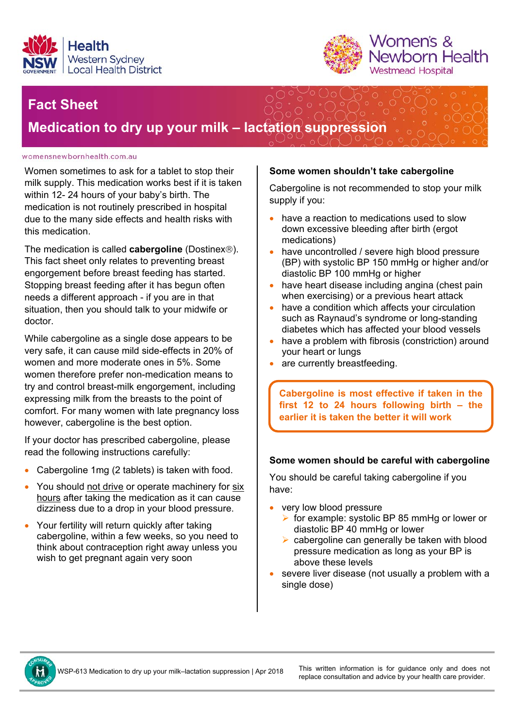Health Western Sydney Local Health District

Women's & Newborn Health Westmead Hospital

# Fact Sheet

## Medication to dry up your milk – lactation suppression

womensnewbornhealth.com.au

Women sometimes to ask for a tablet to stop their milk supply. This medication works best if it is taken within 12- 24 hours of your baby's birth. The medication is not routinely prescribed in hospital due to the many side effects and health risks with this medication.

The medication is called **cabergoline** (Dostinex®). This fact sheet only relates to preventing breast engorgement before breast feeding has started. Stopping breast feeding after it has begun often needs a different approach - if you are in that situation, then you should talk to your midwife or doctor.

While cabergoline as a single dose appears to be very safe, it can cause mild side-effects in 20% of women and more moderate ones in 5%. Some women therefore prefer non-medication means to try and control breast-milk engorgement, including expressing milk from the breasts to the point of comfort. For many women with late pregnancy loss however, cabergoline is the best option.

If your doctor has prescribed cabergoline, please read the following instructions carefully:

- Cabergoline 1mg (2 tablets) is taken with food.
- You should not drive or operate machinery for six hours after taking the medication as it can cause dizziness due to a drop in your blood pressure.
- Your fertility will return quickly after taking cabergoline, within a few weeks, so you need to think about contraception right away unless you wish to get pregnant again very soon

### Some women shouldn't take cabergoline

Cabergoline is not recommended to stop your milk supply if you:

- have a reaction to medications used to slow down excessive bleeding after birth (ergot medications)
- have uncontrolled / severe high blood pressure (BP) with systolic BP 150 mmHg or higher and/or diastolic BP 100 mmHg or higher
- have heart disease including angina (chest pain when exercising) or a previous heart attack
- have a condition which affects your circulation such as Raynaud's syndrome or long-standing diabetes which has affected your blood vessels
- have a problem with fibrosis (constriction) around your heart or lungs
- are currently breastfeeding.

**Cabergoline is most effective if taken in the first 12 to 24 hours following birth – the earlier it is taken the better it will work**

### Some women should be careful with cabergoline

You should be careful taking cabergoline if you have:

- very low blood pressure
  - for example: systolic BP 85 mmHg or lower or diastolic BP 40 mmHg or lower
  - cabergoline can generally be taken with blood pressure medication as long as your BP is above these levels
- severe liver disease (not usually a problem with a single dose)

WSP-613 Medication to dry up your milk–lactation suppression | Apr 2018

This written information is for guidance only and does not replace consultation and advice by your health care provider.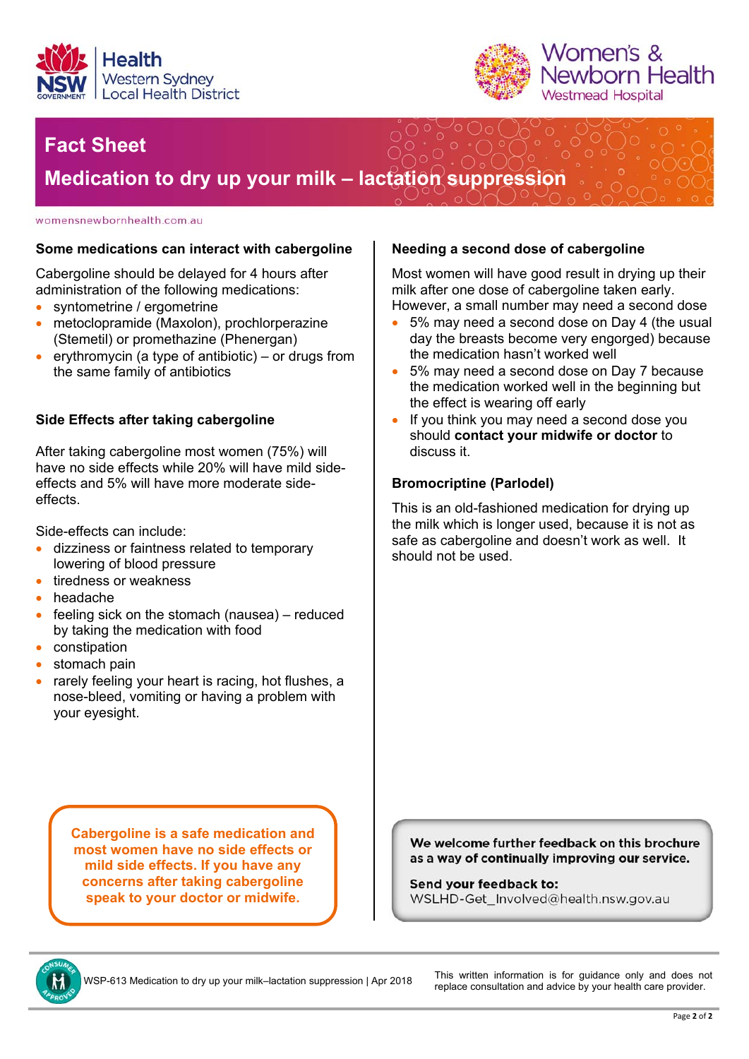# Fact Sheet

## Medication to dry up your milk – lactation suppression

womensnewbornhealth.com.au

### Some medications can interact with cabergoline

Cabergoline should be delayed for 4 hours after administration of the following medications:

- syntometrine / ergometrine
- metoclopramide (Maxolon), prochlorperazine (Stemetil) or promethazine (Phenergan)
- erythromycin (a type of antibiotic) – or drugs from the same family of antibiotics

### Side Effects after taking cabergoline

After taking cabergoline most women (75%) will have no side effects while 20% will have mild side-effects and 5% will have more moderate side-effects.

Side-effects can include:

- dizziness or faintness related to temporary lowering of blood pressure
- tiredness or weakness
- headache
- feeling sick on the stomach (nausea) – reduced by taking the medication with food
- constipation
- stomach pain
- rarely feeling your heart is racing, hot flushes, a nose-bleed, vomiting or having a problem with your eyesight.

**Cabergoline is a safe medication and most women have no side effects or mild side effects. If you have any concerns after taking cabergoline speak to your doctor or midwife.**

### Needing a second dose of cabergoline

Most women will have good result in drying up their milk after one dose of cabergoline taken early. However, a small number may need a second dose

- 5% may need a second dose on Day 4 (the usual day the breasts become very engorged) because the medication hasn't worked well
- 5% may need a second dose on Day 7 because the medication worked well in the beginning but the effect is wearing off early
- If you think you may need a second dose you should **contact your midwife or doctor** to discuss it.

### Bromocriptine (Parlodel)

This is an old-fashioned medication for drying up the milk which is longer used, because it is not as safe as cabergoline and doesn't work as well. It should not be used.

**We welcome further feedback on this brochure as a way of continually improving our service.**

**Send your feedback to:**
WSLHD-Get_Involved@health.nsw.gov.au

WSP-613 Medication to dry up your milk–lactation suppression | Apr 2018

This written information is for guidance only and does not replace consultation and advice by your health care provider.